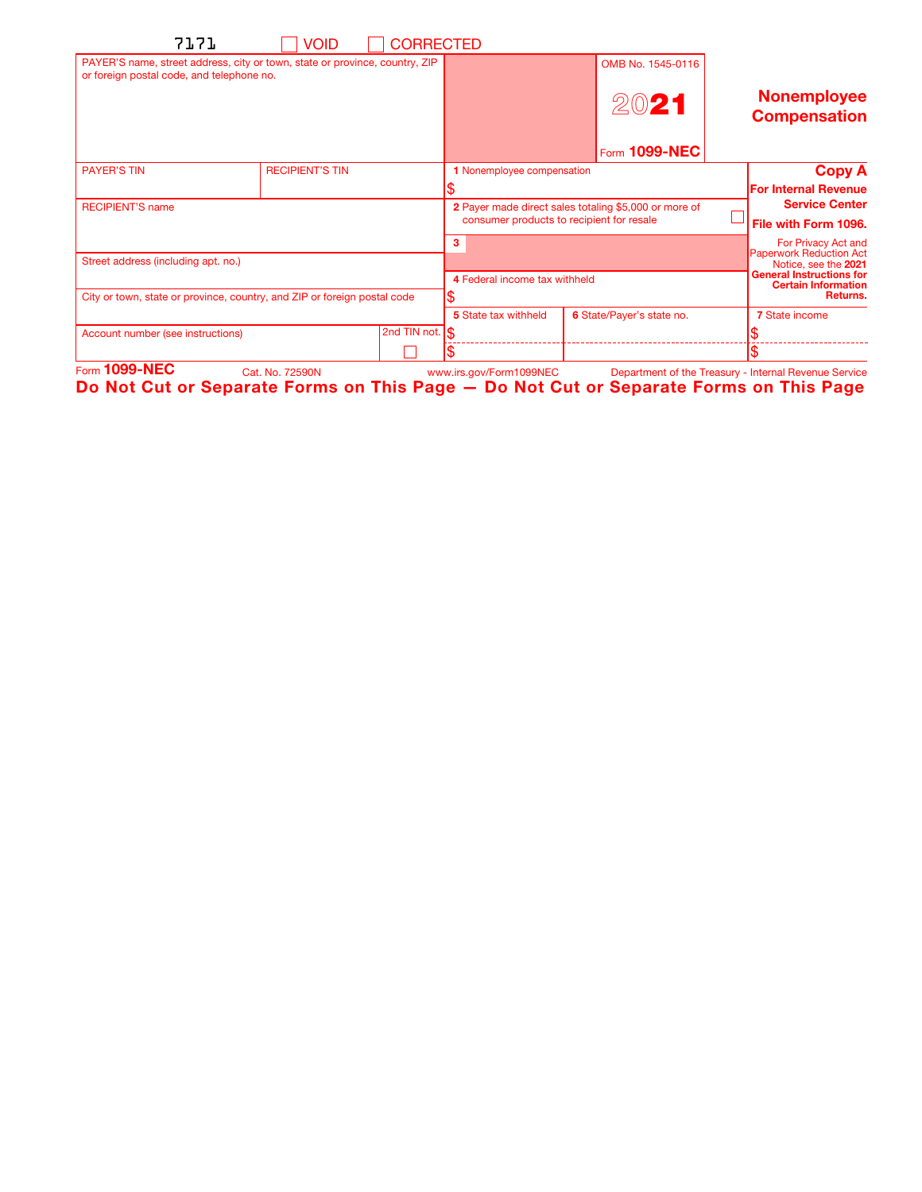7171 ☐ VOID ☐ CORRECTED

| | | |
|---|---|---|
| PAYER'S name, street address, city or town, state or province, country, ZIP or foreign postal code, and telephone no. | | OMB No. 1545-0116 **2021** Form **1099-NEC** |

## Nonemployee Compensation

| | | | | |
|---|---|---|---|---|
| PAYER'S TIN | RECIPIENT'S TIN | **1** Nonemployee compensation $ | | |
| RECIPIENT'S name | | **2** Payer made direct sales totaling $5,000 or more of consumer products to recipient for resale ☐ | | |
| | | **3** | | |
| Street address (including apt. no.) | | **4** Federal income tax withheld $ | | |
| City or town, state or province, country, and ZIP or foreign postal code | | | | |
| Account number (see instructions) | 2nd TIN not. ☐ | **5** State tax withheld $ $ | **6** State/Payer's state no. | **7** State income $ $ |

**Copy A**

**For Internal Revenue Service Center**

**File with Form 1096.**

For Privacy Act and Paperwork Reduction Act Notice, see the **2021 General Instructions for Certain Information Returns.**

Form **1099-NEC** Cat. No. 72590N www.irs.gov/Form1099NEC Department of the Treasury - Internal Revenue Service

**Do Not Cut or Separate Forms on This Page — Do Not Cut or Separate Forms on This Page**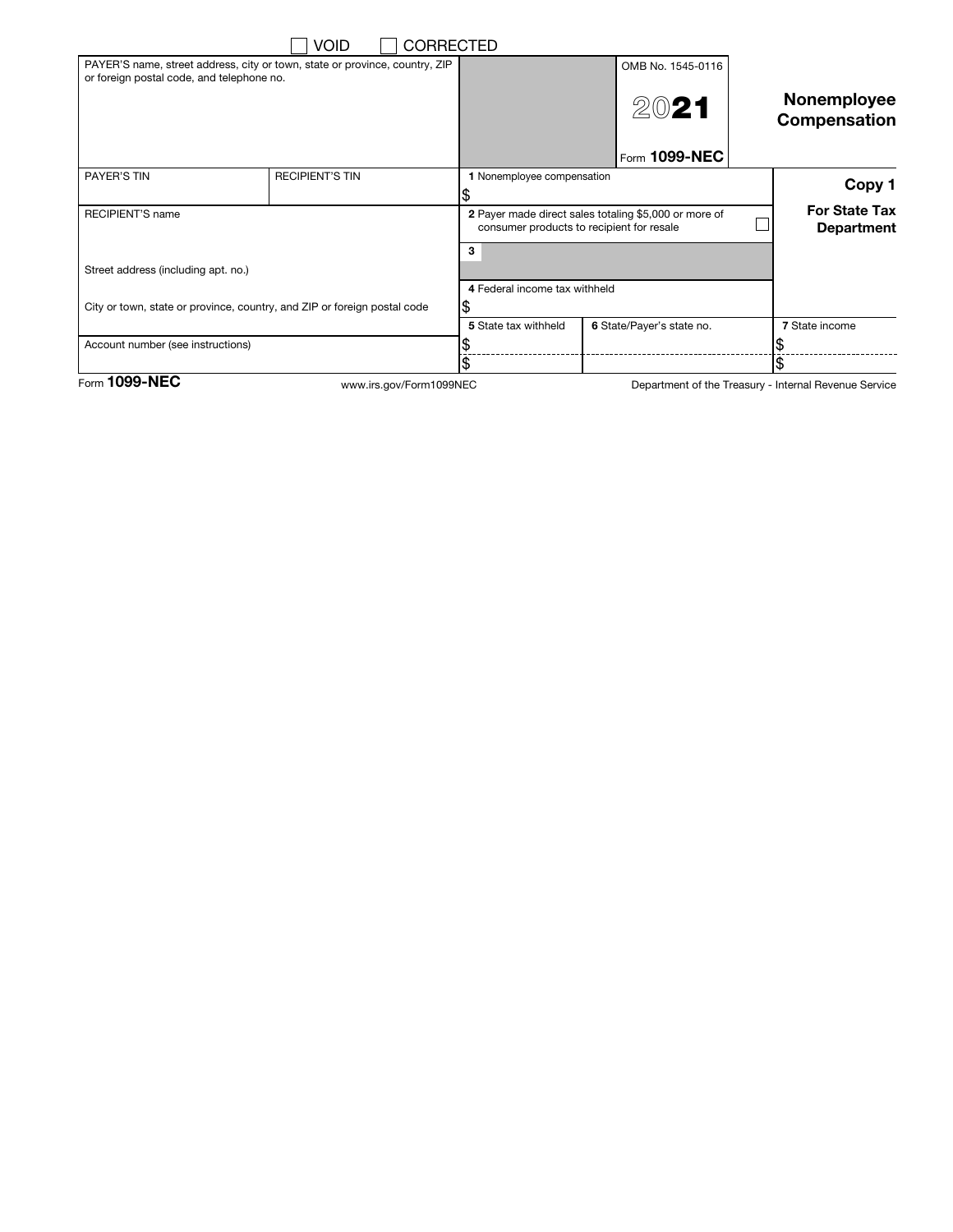☐ VOID ☐ CORRECTED

| | | | |
|---|---|---|---|
| PAYER'S name, street address, city or town, state or province, country, ZIP or foreign postal code, and telephone no. | | OMB No. 1545-0116<br><br>**2021**<br><br>Form **1099-NEC** | **Nonemployee Compensation** |
| PAYER'S TIN | RECIPIENT'S TIN | **1** Nonemployee compensation<br>$ | **Copy 1**<br><br>**For State Tax Department** |
| RECIPIENT'S name<br><br>Street address (including apt. no.)<br><br>City or town, state or province, country, and ZIP or foreign postal code | | **2** Payer made direct sales totaling $5,000 or more of consumer products to recipient for resale ☐<br><br>**3**<br><br>**4** Federal income tax withheld<br>$ | |
| Account number (see instructions) | | **5** State tax withheld<br>$<br>$ | **6** State/Payer's state no. |

| **5** State tax withheld | **6** State/Payer's state no. | **7** State income |
|---|---|---|
| $ | | $ |
| $ | | $ |

Form **1099-NEC** www.irs.gov/Form1099NEC Department of the Treasury - Internal Revenue Service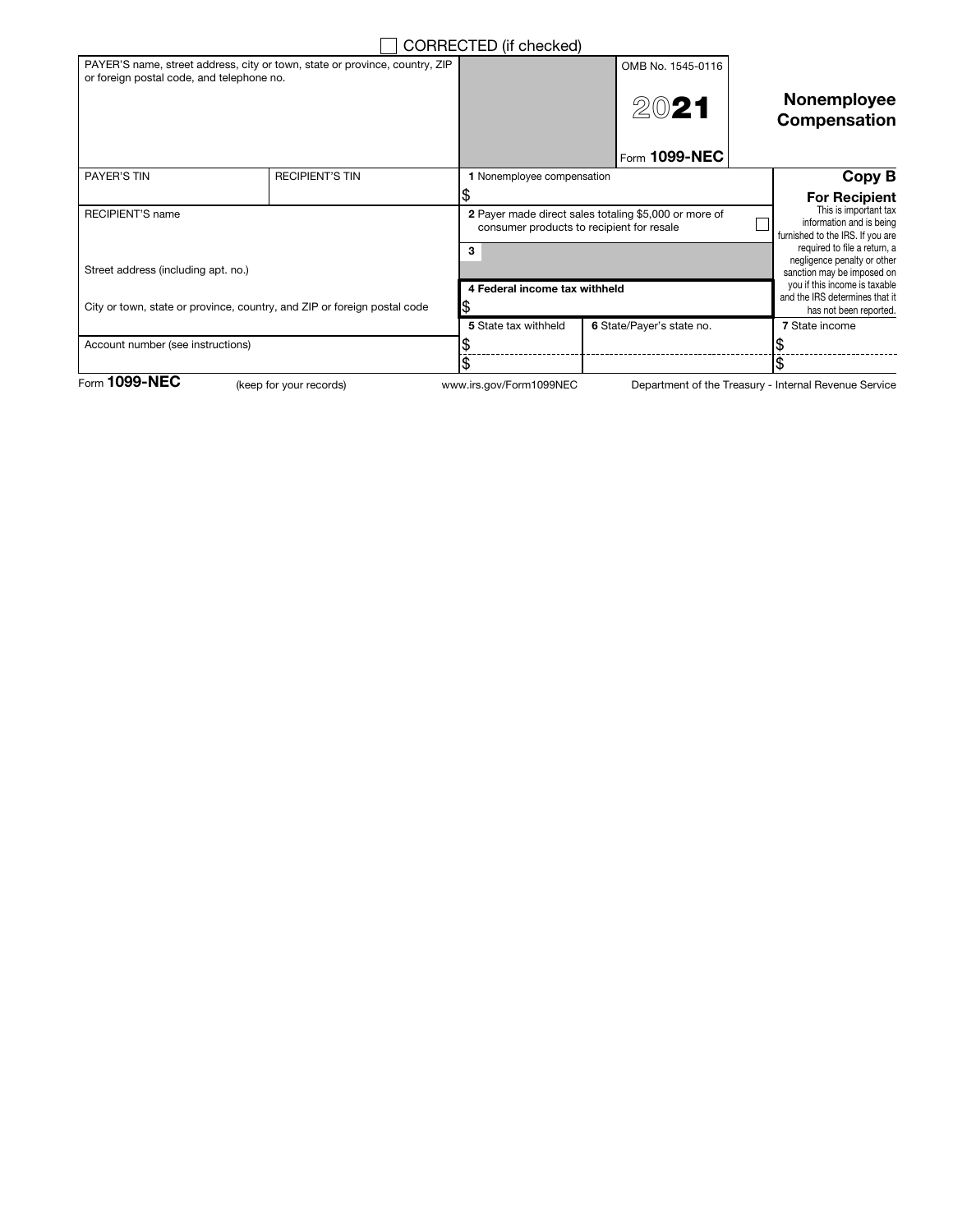☐ CORRECTED (if checked)

| | | | |
|---|---|---|---|
| PAYER'S name, street address, city or town, state or province, country, ZIP or foreign postal code, and telephone no. | | OMB No. 1545-0116<br><br>**2021**<br><br>Form **1099-NEC** | **Nonemployee Compensation** |
| PAYER'S TIN | RECIPIENT'S TIN | **1** Nonemployee compensation<br>$ | **Copy B**<br>**For Recipient** |
| RECIPIENT'S name | | **2** Payer made direct sales totaling $5,000 or more of consumer products to recipient for resale ☐ | This is important tax information and is being furnished to the IRS. If you are required to file a return, a negligence penalty or other sanction may be imposed on you if this income is taxable and the IRS determines that it has not been reported. |
| Street address (including apt. no.) | | **3** | |
| City or town, state or province, country, and ZIP or foreign postal code | | **4 Federal income tax withheld**<br>$ | |
| Account number (see instructions) | | **5** State tax withheld<br>$<br>$ | **6** State/Payer's state no. / **7** State income<br>$<br>$ |

Form **1099-NEC** (keep for your records) www.irs.gov/Form1099NEC Department of the Treasury - Internal Revenue Service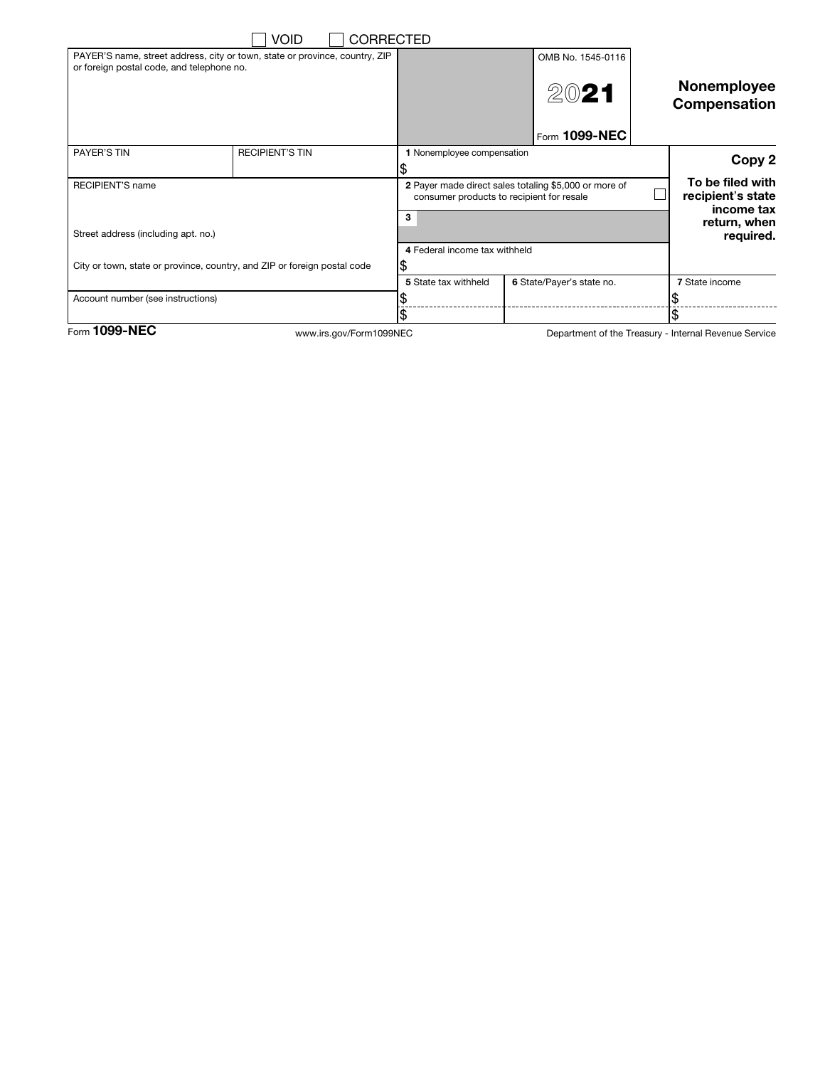☐ VOID ☐ CORRECTED

| | | | |
|---|---|---|---|
| PAYER'S name, street address, city or town, state or province, country, ZIP or foreign postal code, and telephone no. | | OMB No. 1545-0116<br><br>**2021**<br><br>Form **1099-NEC** | **Nonemployee Compensation** |
| PAYER'S TIN | RECIPIENT'S TIN | **1** Nonemployee compensation<br>$ | **Copy 2**<br><br>**To be filed with recipient's state income tax return, when required.** |
| RECIPIENT'S name<br><br>Street address (including apt. no.)<br><br>City or town, state or province, country, and ZIP or foreign postal code | | **2** Payer made direct sales totaling $5,000 or more of consumer products to recipient for resale ☐<br><br>**3**<br><br>**4** Federal income tax withheld<br>$ | |
| Account number (see instructions) | | **5** State tax withheld<br>$<br>$ | **6** State/Payer's state no. \| **7** State income<br>$<br>$ |

Form **1099-NEC** www.irs.gov/Form1099NEC Department of the Treasury - Internal Revenue Service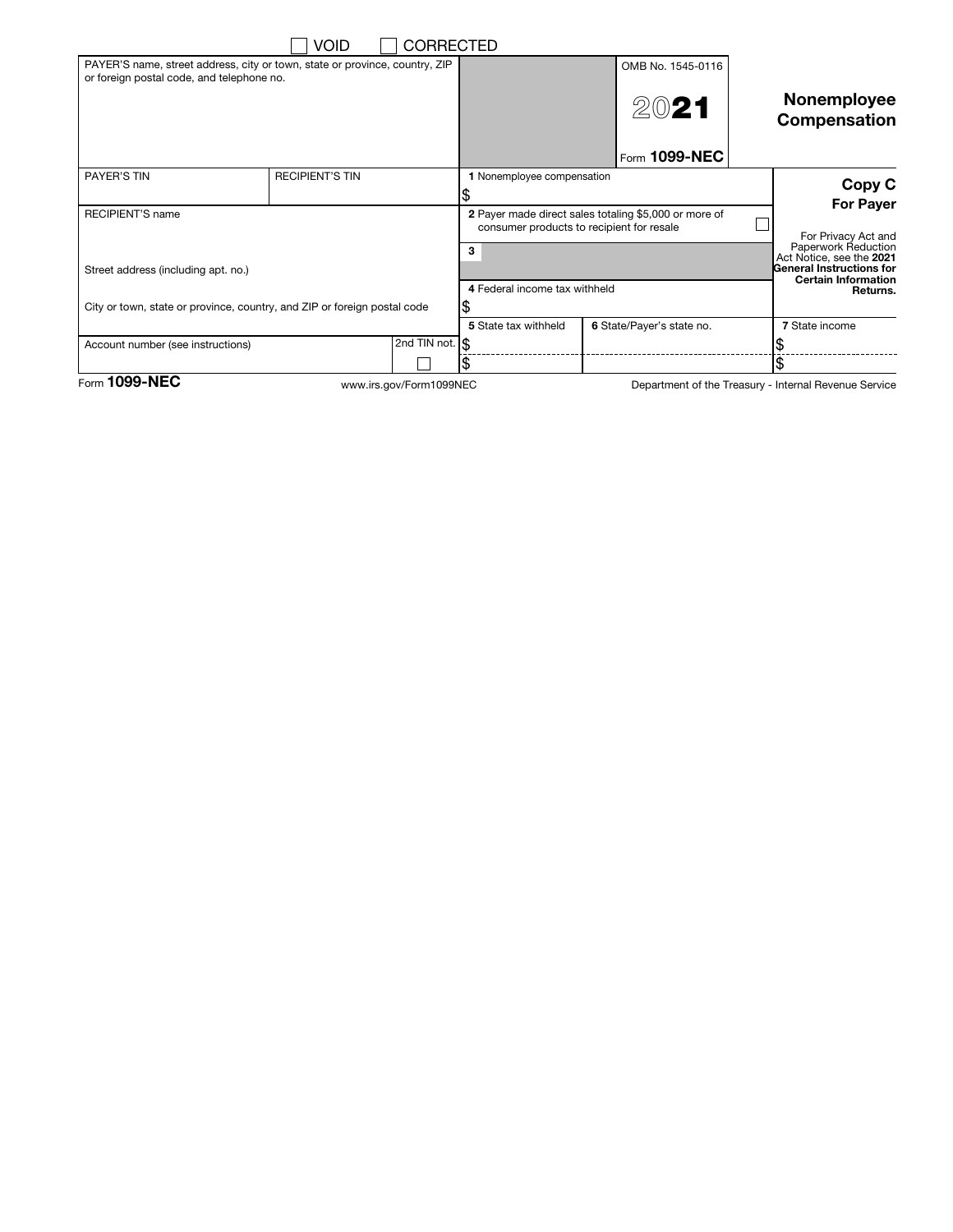☐ VOID ☐ CORRECTED

| | | | |
|---|---|---|---|
| PAYER'S name, street address, city or town, state or province, country, ZIP or foreign postal code, and telephone no. | | OMB No. 1545-0116<br><br>**2021**<br><br>Form **1099-NEC** | **Nonemployee Compensation** |
| PAYER'S TIN | RECIPIENT'S TIN | **1** Nonemployee compensation<br>$ | **Copy C**<br>**For Payer** |
| RECIPIENT'S name | | **2** Payer made direct sales totaling $5,000 or more of consumer products to recipient for resale ☐ | For Privacy Act and Paperwork Reduction Act Notice, see the **2021 General Instructions for Certain Information Returns.** |
| Street address (including apt. no.) | | **3** | |
| City or town, state or province, country, and ZIP or foreign postal code | | **4** Federal income tax withheld<br>$ | |

| | | | | |
|---|---|---|---|---|
| Account number (see instructions) | 2nd TIN not. ☐ | **5** State tax withheld | **6** State/Payer's state no. | **7** State income |
| | | $ | | $ |
| | | $ | | $ |

Form **1099-NEC** www.irs.gov/Form1099NEC Department of the Treasury - Internal Revenue Service